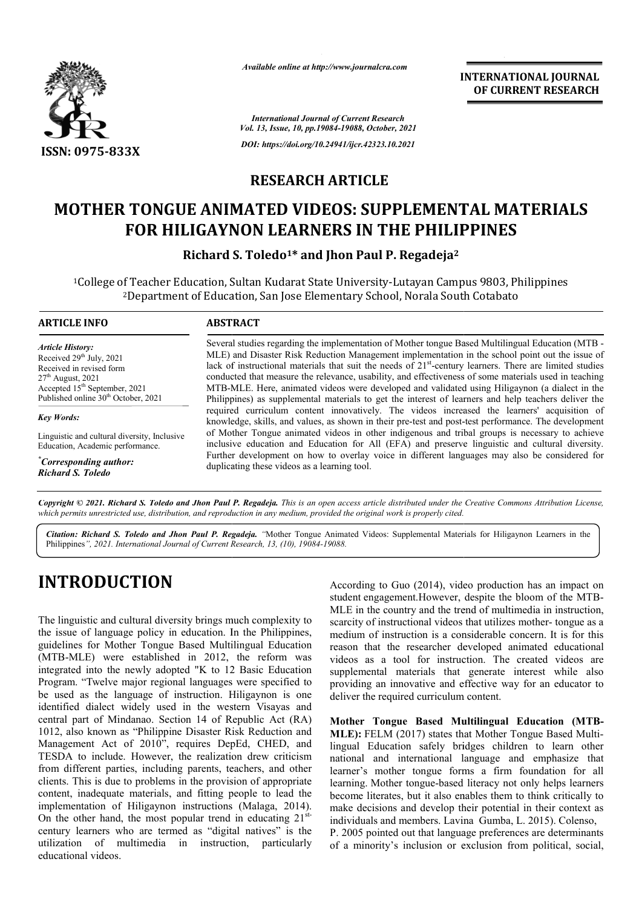# RESEARCH ARTICLE

# MOTHER TONGUE ANIMATED VIDEOS: SUPPLEMENTAL MATERIALS FOR HILIGAYNON LEARNERS IN THE PHILIPPINES

**Richard S. Toledo[1]* and Jhon Paul P. Regadeja[2]**

[1]College of Teacher Education, Sultan Kudarat State University-Lutayan Campus 9803, Philippines
[2]Department of Education, San Jose Elementary School, Norala South Cotabato

## ARTICLE INFO

*Article History:*
Received 29th July, 2021
Received in revised form 27th August, 2021
Accepted 15th September, 2021
Published online 30th October, 2021

*Key Words:*

Linguistic and cultural diversity, Inclusive Education, Academic performance.

*Corresponding author:*
*Richard S. Toledo*

## ABSTRACT

Several studies regarding the implementation of Mother tongue Based Multilingual Education (MTB - MLE) and Disaster Risk Reduction Management implementation in the school point out the issue of lack of instructional materials that suit the needs of 21st-century learners. There are limited studies conducted that measure the relevance, usability, and effectiveness of some materials used in teaching MTB-MLE. Here, animated videos were developed and validated using Hiligaynon (a dialect in the Philippines) as supplemental materials to get the interest of learners and help teachers deliver the required curriculum content innovatively. The videos increased the learners' acquisition of knowledge, skills, and values, as shown in their pre-test and post-test performance. The development of Mother Tongue animated videos in other indigenous and tribal groups is necessary to achieve inclusive education and Education for All (EFA) and preserve linguistic and cultural diversity. Further development on how to overlay voice in different languages may also be considered for duplicating these videos as a learning tool.

*Copyright © 2021. Richard S. Toledo and Jhon Paul P. Regadeja. This is an open access article distributed under the Creative Commons Attribution License, which permits unrestricted use, distribution, and reproduction in any medium, provided the original work is properly cited.*

*Citation: Richard S. Toledo and Jhon Paul P. Regadeja. "Mother Tongue Animated Videos: Supplemental Materials for Hiligaynon Learners in the Philippines", 2021. International Journal of Current Research, 13, (10), 19084-19088.*

# INTRODUCTION

The linguistic and cultural diversity brings much complexity to the issue of language policy in education. In the Philippines, guidelines for Mother Tongue Based Multilingual Education (MTB-MLE) were established in 2012, the reform was integrated into the newly adopted "K to 12 Basic Education Program. "Twelve major regional languages were specified to be used as the language of instruction. Hiligaynon is one identified dialect widely used in the western Visayas and central part of Mindanao. Section 14 of Republic Act (RA) 1012, also known as "Philippine Disaster Risk Reduction and Management Act of 2010", requires DepEd, CHED, and TESDA to include. However, the realization drew criticism from different parties, including parents, teachers, and other clients. This is due to problems in the provision of appropriate content, inadequate materials, and fitting people to lead the implementation of Hiligaynon instructions (Malaga, 2014). On the other hand, the most popular trend in educating 21st-century learners who are termed as "digital natives" is the utilization of multimedia in instruction, particularly educational videos.

According to Guo (2014), video production has an impact on student engagement.However, despite the bloom of the MTB-MLE in the country and the trend of multimedia in instruction, scarcity of instructional videos that utilizes mother- tongue as a medium of instruction is a considerable concern. It is for this reason that the researcher developed animated educational videos as a tool for instruction. The created videos are supplemental materials that generate interest while also providing an innovative and effective way for an educator to deliver the required curriculum content.

**Mother Tongue Based Multilingual Education (MTB-MLE):** FELM (2017) states that Mother Tongue Based Multi-lingual Education safely bridges children to learn other national and international language and emphasize that learner's mother tongue forms a firm foundation for all learning. Mother tongue-based literacy not only helps learners become literates, but it also enables them to think critically to make decisions and develop their potential in their context as individuals and members. Lavina Gumba, L. 2015). Colenso, P. 2005 pointed out that language preferences are determinants of a minority's inclusion or exclusion from political, social,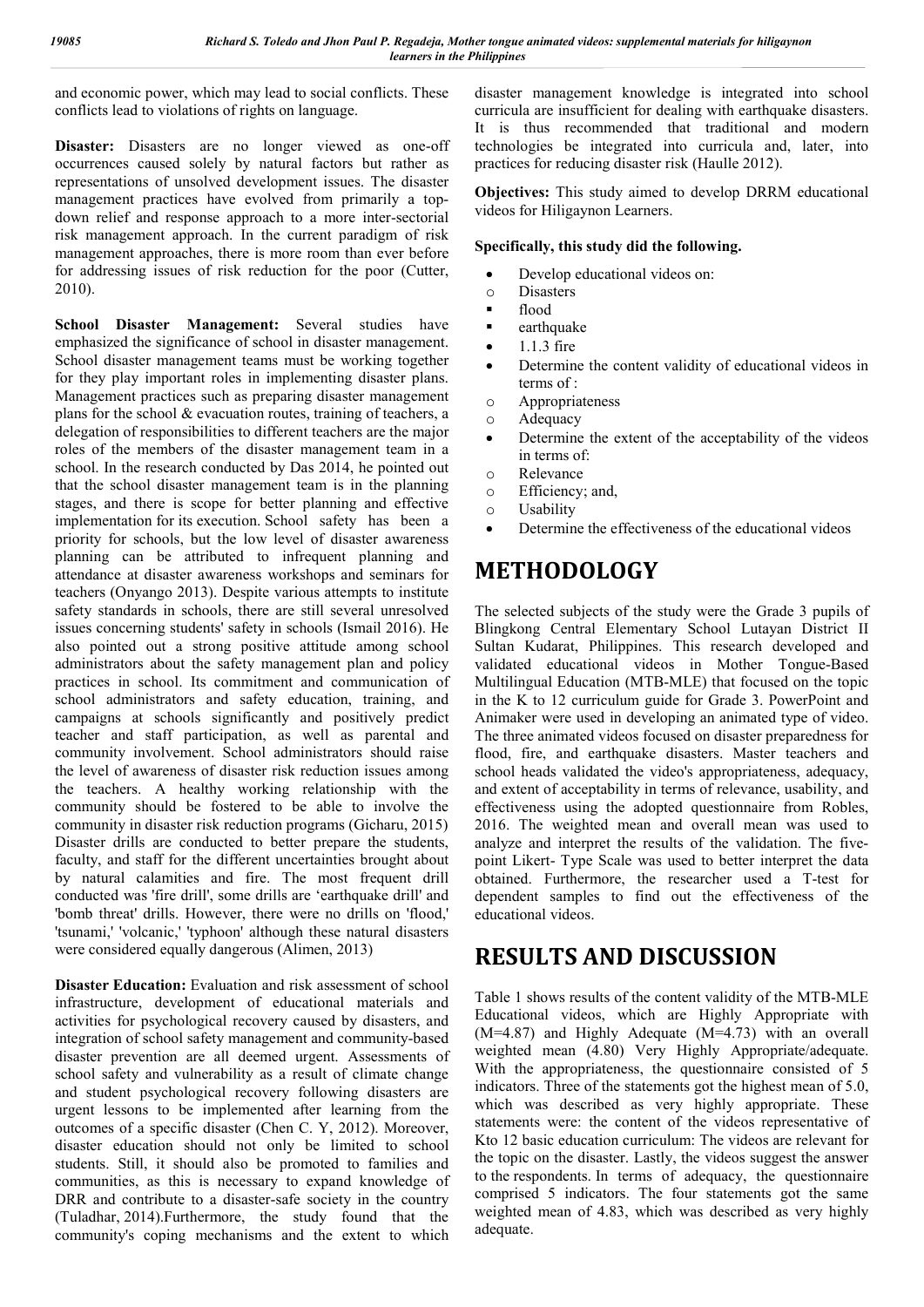and economic power, which may lead to social conflicts. These conflicts lead to violations of rights on language.

**Disaster:** Disasters are no longer viewed as one-off occurrences caused solely by natural factors but rather as representations of unsolved development issues. The disaster management practices have evolved from primarily a top-down relief and response approach to a more inter-sectorial risk management approach. In the current paradigm of risk management approaches, there is more room than ever before for addressing issues of risk reduction for the poor (Cutter, 2010).

**School Disaster Management:** Several studies have emphasized the significance of school in disaster management. School disaster management teams must be working together for they play important roles in implementing disaster plans. Management practices such as preparing disaster management plans for the school & evacuation routes, training of teachers, a delegation of responsibilities to different teachers are the major roles of the members of the disaster management team in a school. In the research conducted by Das 2014, he pointed out that the school disaster management team is in the planning stages, and there is scope for better planning and effective implementation for its execution. School safety has been a priority for schools, but the low level of disaster awareness planning can be attributed to infrequent planning and attendance at disaster awareness workshops and seminars for teachers (Onyango 2013). Despite various attempts to institute safety standards in schools, there are still several unresolved issues concerning students' safety in schools (Ismail 2016). He also pointed out a strong positive attitude among school administrators about the safety management plan and policy practices in school. Its commitment and communication of school administrators and safety education, training, and campaigns at schools significantly and positively predict teacher and staff participation, as well as parental and community involvement. School administrators should raise the level of awareness of disaster risk reduction issues among the teachers. A healthy working relationship with the community should be fostered to be able to involve the community in disaster risk reduction programs (Gicharu, 2015) Disaster drills are conducted to better prepare the students, faculty, and staff for the different uncertainties brought about by natural calamities and fire. The most frequent drill conducted was 'fire drill', some drills are 'earthquake drill' and 'bomb threat' drills. However, there were no drills on 'flood,' 'tsunami,' 'volcanic,' 'typhoon' although these natural disasters were considered equally dangerous (Alimen, 2013)

**Disaster Education:** Evaluation and risk assessment of school infrastructure, development of educational materials and activities for psychological recovery caused by disasters, and integration of school safety management and community-based disaster prevention are all deemed urgent. Assessments of school safety and vulnerability as a result of climate change and student psychological recovery following disasters are urgent lessons to be implemented after learning from the outcomes of a specific disaster (Chen C. Y, 2012). Moreover, disaster education should not only be limited to school students. Still, it should also be promoted to families and communities, as this is necessary to expand knowledge of DRR and contribute to a disaster-safe society in the country (Tuladhar, 2014).Furthermore, the study found that the community's coping mechanisms and the extent to which disaster management knowledge is integrated into school curricula are insufficient for dealing with earthquake disasters. It is thus recommended that traditional and modern technologies be integrated into curricula and, later, into practices for reducing disaster risk (Haulle 2012).

**Objectives:** This study aimed to develop DRRM educational videos for Hiligaynon Learners.

**Specifically, this study did the following.**

- Develop educational videos on:
  - Disasters
    - flood
    - earthquake
- 1.1.3 fire
- Determine the content validity of educational videos in terms of :
  - Appropriateness
  - Adequacy
- Determine the extent of the acceptability of the videos in terms of:
  - Relevance
  - Efficiency; and,
  - Usability
- Determine the effectiveness of the educational videos

# METHODOLOGY

The selected subjects of the study were the Grade 3 pupils of Blingkong Central Elementary School Lutayan District II Sultan Kudarat, Philippines. This research developed and validated educational videos in Mother Tongue-Based Multilingual Education (MTB-MLE) that focused on the topic in the K to 12 curriculum guide for Grade 3. PowerPoint and Animaker were used in developing an animated type of video. The three animated videos focused on disaster preparedness for flood, fire, and earthquake disasters. Master teachers and school heads validated the video's appropriateness, adequacy, and extent of acceptability in terms of relevance, usability, and effectiveness using the adopted questionnaire from Robles, 2016. The weighted mean and overall mean was used to analyze and interpret the results of the validation. The five-point Likert- Type Scale was used to better interpret the data obtained. Furthermore, the researcher used a T-test for dependent samples to find out the effectiveness of the educational videos.

# RESULTS AND DISCUSSION

Table 1 shows results of the content validity of the MTB-MLE Educational videos, which are Highly Appropriate with (M=4.87) and Highly Adequate (M=4.73) with an overall weighted mean (4.80) Very Highly Appropriate/adequate. With the appropriateness, the questionnaire consisted of 5 indicators. Three of the statements got the highest mean of 5.0, which was described as very highly appropriate. These statements were: the content of the videos representative of Kto 12 basic education curriculum: The videos are relevant for the topic on the disaster. Lastly, the videos suggest the answer to the respondents. In terms of adequacy, the questionnaire comprised 5 indicators. The four statements got the same weighted mean of 4.83, which was described as very highly adequate.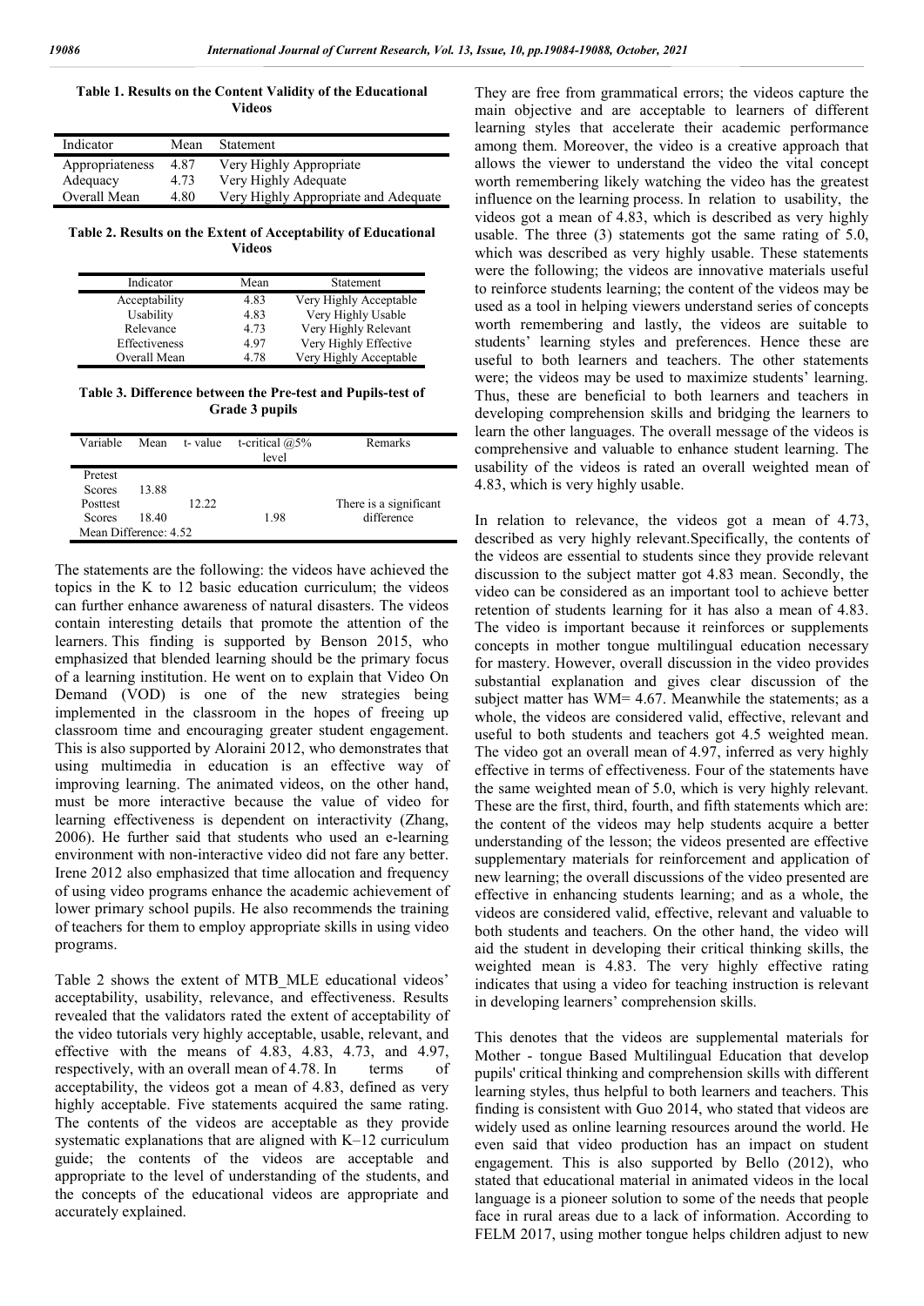**Table 1. Results on the Content Validity of the Educational Videos**

| Indicator | Mean | Statement |
|---|---|---|
| Appropriateness | 4.87 | Very Highly Appropriate |
| Adequacy | 4.73 | Very Highly Adequate |
| Overall Mean | 4.80 | Very Highly Appropriate and Adequate |

**Table 2. Results on the Extent of Acceptability of Educational Videos**

| Indicator | Mean | Statement |
|---|---|---|
| Acceptability | 4.83 | Very Highly Acceptable |
| Usability | 4.83 | Very Highly Usable |
| Relevance | 4.73 | Very Highly Relevant |
| Effectiveness | 4.97 | Very Highly Effective |
| Overall Mean | 4.78 | Very Highly Acceptable |

**Table 3. Difference between the Pre-test and Pupils-test of Grade 3 pupils**

| Variable | Mean | t- value | t-critical @5% level | Remarks |
|---|---|---|---|---|
| Pretest Scores | 13.88 | | | |
| Posttest Scores | 18.40 | 12.22 | 1.98 | There is a significant difference |
| Mean Difference: 4.52 | | | | |

The statements are the following: the videos have achieved the topics in the K to 12 basic education curriculum; the videos can further enhance awareness of natural disasters. The videos contain interesting details that promote the attention of the learners. This finding is supported by Benson 2015, who emphasized that blended learning should be the primary focus of a learning institution. He went on to explain that Video On Demand (VOD) is one of the new strategies being implemented in the classroom in the hopes of freeing up classroom time and encouraging greater student engagement. This is also supported by Aloraini 2012, who demonstrates that using multimedia in education is an effective way of improving learning. The animated videos, on the other hand, must be more interactive because the value of video for learning effectiveness is dependent on interactivity (Zhang, 2006). He further said that students who used an e-learning environment with non-interactive video did not fare any better. Irene 2012 also emphasized that time allocation and frequency of using video programs enhance the academic achievement of lower primary school pupils. He also recommends the training of teachers for them to employ appropriate skills in using video programs.

Table 2 shows the extent of MTB_MLE educational videos' acceptability, usability, relevance, and effectiveness. Results revealed that the validators rated the extent of acceptability of the video tutorials very highly acceptable, usable, relevant, and effective with the means of 4.83, 4.83, 4.73, and 4.97, respectively, with an overall mean of 4.78. In terms of acceptability, the videos got a mean of 4.83, defined as very highly acceptable. Five statements acquired the same rating. The contents of the videos are acceptable as they provide systematic explanations that are aligned with K–12 curriculum guide; the contents of the videos are acceptable and appropriate to the level of understanding of the students, and the concepts of the educational videos are appropriate and accurately explained. They are free from grammatical errors; the videos capture the main objective and are acceptable to learners of different learning styles that accelerate their academic performance among them. Moreover, the video is a creative approach that allows the viewer to understand the video the vital concept worth remembering likely watching the video has the greatest influence on the learning process. In relation to usability, the videos got a mean of 4.83, which is described as very highly usable. The three (3) statements got the same rating of 5.0, which was described as very highly usable. These statements were the following; the videos are innovative materials useful to reinforce students learning; the content of the videos may be used as a tool in helping viewers understand series of concepts worth remembering and lastly, the videos are suitable to students' learning styles and preferences. Hence these are useful to both learners and teachers. The other statements were; the videos may be used to maximize students' learning. Thus, these are beneficial to both learners and teachers in developing comprehension skills and bridging the learners to learn the other languages. The overall message of the videos is comprehensive and valuable to enhance student learning. The usability of the videos is rated an overall weighted mean of 4.83, which is very highly usable.

In relation to relevance, the videos got a mean of 4.73, described as very highly relevant.Specifically, the contents of the videos are essential to students since they provide relevant discussion to the subject matter got 4.83 mean. Secondly, the video can be considered as an important tool to achieve better retention of students learning for it has also a mean of 4.83. The video is important because it reinforces or supplements concepts in mother tongue multilingual education necessary for mastery. However, overall discussion in the video provides substantial explanation and gives clear discussion of the subject matter has WM= 4.67. Meanwhile the statements; as a whole, the videos are considered valid, effective, relevant and useful to both students and teachers got 4.5 weighted mean. The video got an overall mean of 4.97, inferred as very highly effective in terms of effectiveness. Four of the statements have the same weighted mean of 5.0, which is very highly relevant. These are the first, third, fourth, and fifth statements which are: the content of the videos may help students acquire a better understanding of the lesson; the videos presented are effective supplementary materials for reinforcement and application of new learning; the overall discussions of the video presented are effective in enhancing students learning; and as a whole, the videos are considered valid, effective, relevant and valuable to both students and teachers. On the other hand, the video will aid the student in developing their critical thinking skills, the weighted mean is 4.83. The very highly effective rating indicates that using a video for teaching instruction is relevant in developing learners' comprehension skills.

This denotes that the videos are supplemental materials for Mother - tongue Based Multilingual Education that develop pupils' critical thinking and comprehension skills with different learning styles, thus helpful to both learners and teachers. This finding is consistent with Guo 2014, who stated that videos are widely used as online learning resources around the world. He even said that video production has an impact on student engagement. This is also supported by Bello (2012), who stated that educational material in animated videos in the local language is a pioneer solution to some of the needs that people face in rural areas due to a lack of information. According to FELM 2017, using mother tongue helps children adjust to new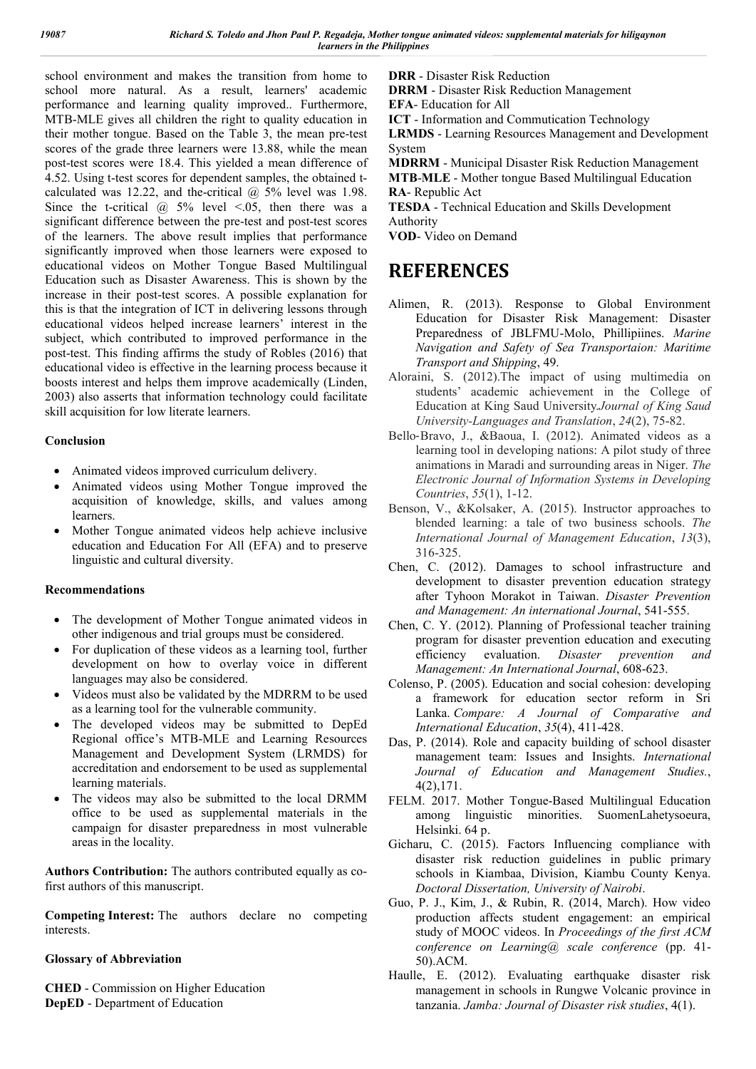school environment and makes the transition from home to school more natural. As a result, learners' academic performance and learning quality improved.. Furthermore, MTB-MLE gives all children the right to quality education in their mother tongue. Based on the Table 3, the mean pre-test scores of the grade three learners were 13.88, while the mean post-test scores were 18.4. This yielded a mean difference of 4.52. Using t-test scores for dependent samples, the obtained t-calculated was 12.22, and the-critical @ 5% level was 1.98. Since the t-critical @ 5% level <.05, then there was a significant difference between the pre-test and post-test scores of the learners. The above result implies that performance significantly improved when those learners were exposed to educational videos on Mother Tongue Based Multilingual Education such as Disaster Awareness. This is shown by the increase in their post-test scores. A possible explanation for this is that the integration of ICT in delivering lessons through educational videos helped increase learners' interest in the subject, which contributed to improved performance in the post-test. This finding affirms the study of Robles (2016) that educational video is effective in the learning process because it boosts interest and helps them improve academically (Linden, 2003) also asserts that information technology could facilitate skill acquisition for low literate learners.

### Conclusion

- Animated videos improved curriculum delivery.
- Animated videos using Mother Tongue improved the acquisition of knowledge, skills, and values among learners.
- Mother Tongue animated videos help achieve inclusive education and Education For All (EFA) and to preserve linguistic and cultural diversity.

### Recommendations

- The development of Mother Tongue animated videos in other indigenous and trial groups must be considered.
- For duplication of these videos as a learning tool, further development on how to overlay voice in different languages may also be considered.
- Videos must also be validated by the MDRRM to be used as a learning tool for the vulnerable community.
- The developed videos may be submitted to DepEd Regional office's MTB-MLE and Learning Resources Management and Development System (LRMDS) for accreditation and endorsement to be used as supplemental learning materials.
- The videos may also be submitted to the local DRMM office to be used as supplemental materials in the campaign for disaster preparedness in most vulnerable areas in the locality.

**Authors Contribution:** The authors contributed equally as co-first authors of this manuscript.

**Competing Interest:** The authors declare no competing interests.

### Glossary of Abbreviation

**CHED** - Commission on Higher Education
**DepED** - Department of Education
**DRR** - Disaster Risk Reduction
**DRRM** - Disaster Risk Reduction Management
**EFA**- Education for All
**ICT** - Information and Commutication Technology
**LRMDS** - Learning Resources Management and Development System
**MDRRM** - Municipal Disaster Risk Reduction Management
**MTB-MLE** - Mother tongue Based Multilingual Education
**RA**- Republic Act
**TESDA** - Technical Education and Skills Development Authority
**VOD**- Video on Demand

# REFERENCES

Alimen, R. (2013). Response to Global Environment Education for Disaster Risk Management: Disaster Preparedness of JBLFMU-Molo, Phillipiines. *Marine Navigation and Safety of Sea Transportaion: Maritime Transport and Shipping*, 49.

Aloraini, S. (2012).The impact of using multimedia on students' academic achievement in the College of Education at King Saud University.*Journal of King Saud University-Languages and Translation*, *24*(2), 75-82.

Bello-Bravo, J., &Baoua, I. (2012). Animated videos as a learning tool in developing nations: A pilot study of three animations in Maradi and surrounding areas in Niger. *The Electronic Journal of Information Systems in Developing Countries*, *55*(1), 1-12.

Benson, V., &Kolsaker, A. (2015). Instructor approaches to blended learning: a tale of two business schools. *The International Journal of Management Education*, *13*(3), 316-325.

Chen, C. (2012). Damages to school infrastructure and development to disaster prevention education strategy after Tyhoon Morakot in Taiwan. *Disaster Prevention and Management: An international Journal*, 541-555.

Chen, C. Y. (2012). Planning of Professional teacher training program for disaster prevention education and executing efficiency evaluation. *Disaster prevention and Management: An International Journal*, 608-623.

Colenso, P. (2005). Education and social cohesion: developing a framework for education sector reform in Sri Lanka. *Compare: A Journal of Comparative and International Education*, *35*(4), 411-428.

Das, P. (2014). Role and capacity building of school disaster management team: Issues and Insights. *International Journal of Education and Management Studies.*, 4(2),171.

FELM. 2017. Mother Tongue-Based Multilingual Education among linguistic minorities. SuomenLahetysoeura, Helsinki. 64 p.

Gicharu, C. (2015). Factors Influencing compliance with disaster risk reduction guidelines in public primary schools in Kiambaa, Division, Kiambu County Kenya. *Doctoral Dissertation, University of Nairobi*.

Guo, P. J., Kim, J., & Rubin, R. (2014, March). How video production affects student engagement: an empirical study of MOOC videos. In *Proceedings of the first ACM conference on Learning@ scale conference* (pp. 41-50).ACM.

Haulle, E. (2012). Evaluating earthquake disaster risk management in schools in Rungwe Volcanic province in tanzania. *Jamba: Journal of Disaster risk studies*, 4(1).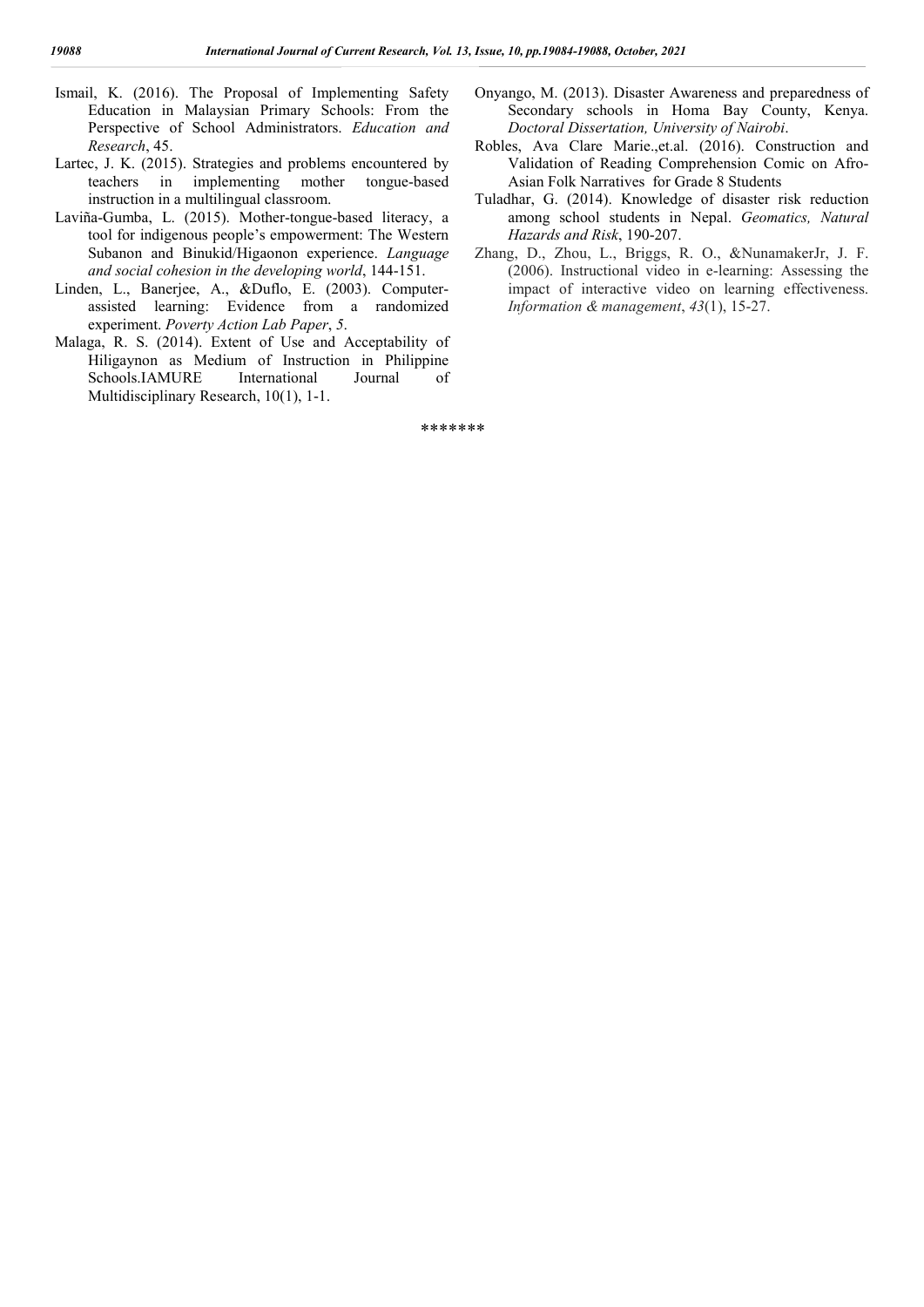Ismail, K. (2016). The Proposal of Implementing Safety Education in Malaysian Primary Schools: From the Perspective of School Administrators. *Education and Research*, 45.

Lartec, J. K. (2015). Strategies and problems encountered by teachers in implementing mother tongue-based instruction in a multilingual classroom.

Laviña-Gumba, L. (2015). Mother-tongue-based literacy, a tool for indigenous people's empowerment: The Western Subanon and Binukid/Higaonon experience. *Language and social cohesion in the developing world*, 144-151.

Linden, L., Banerjee, A., &Duflo, E. (2003). Computer-assisted learning: Evidence from a randomized experiment. *Poverty Action Lab Paper*, *5*.

Malaga, R. S. (2014). Extent of Use and Acceptability of Hiligaynon as Medium of Instruction in Philippine Schools.IAMURE International Journal of Multidisciplinary Research, 10(1), 1-1.

Onyango, M. (2013). Disaster Awareness and preparedness of Secondary schools in Homa Bay County, Kenya. *Doctoral Dissertation, University of Nairobi*.

Robles, Ava Clare Marie.,et.al. (2016). Construction and Validation of Reading Comprehension Comic on Afro-Asian Folk Narratives for Grade 8 Students

Tuladhar, G. (2014). Knowledge of disaster risk reduction among school students in Nepal. *Geomatics, Natural Hazards and Risk*, 190-207.

Zhang, D., Zhou, L., Briggs, R. O., &NunamakerJr, J. F. (2006). Instructional video in e-learning: Assessing the impact of interactive video on learning effectiveness. *Information & management*, *43*(1), 15-27.

*******